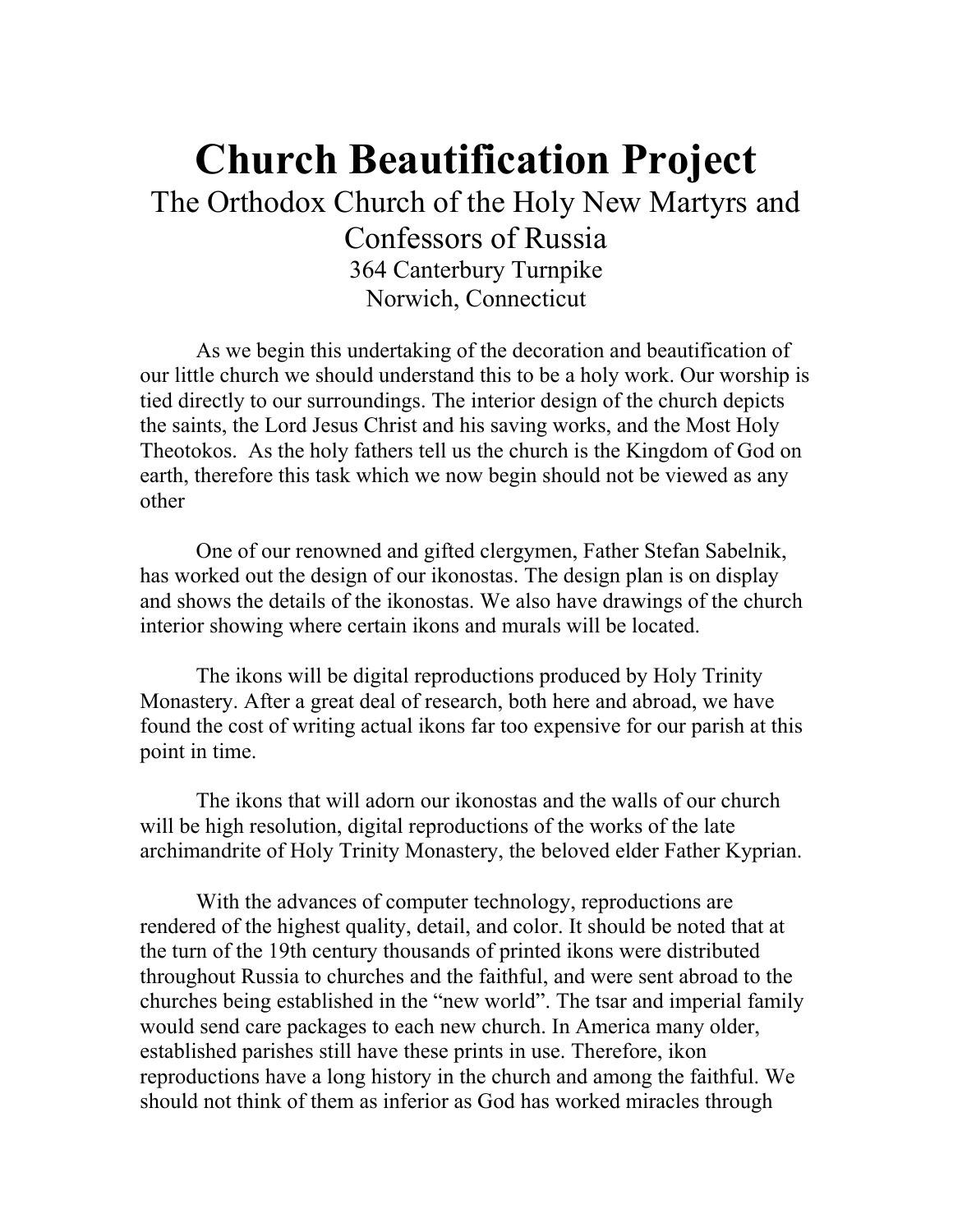# Church Beautification Project

The Orthodox Church of the Holy New Martyrs and Confessors of Russia
364 Canterbury Turnpike
Norwich, Connecticut

As we begin this undertaking of the decoration and beautification of our little church we should understand this to be a holy work. Our worship is tied directly to our surroundings. The interior design of the church depicts the saints, the Lord Jesus Christ and his saving works, and the Most Holy Theotokos. As the holy fathers tell us the church is the Kingdom of God on earth, therefore this task which we now begin should not be viewed as any other

One of our renowned and gifted clergymen, Father Stefan Sabelnik, has worked out the design of our ikonostas. The design plan is on display and shows the details of the ikonostas. We also have drawings of the church interior showing where certain ikons and murals will be located.

The ikons will be digital reproductions produced by Holy Trinity Monastery. After a great deal of research, both here and abroad, we have found the cost of writing actual ikons far too expensive for our parish at this point in time.

The ikons that will adorn our ikonostas and the walls of our church will be high resolution, digital reproductions of the works of the late archimandrite of Holy Trinity Monastery, the beloved elder Father Kyprian.

With the advances of computer technology, reproductions are rendered of the highest quality, detail, and color. It should be noted that at the turn of the 19th century thousands of printed ikons were distributed throughout Russia to churches and the faithful, and were sent abroad to the churches being established in the "new world". The tsar and imperial family would send care packages to each new church. In America many older, established parishes still have these prints in use. Therefore, ikon reproductions have a long history in the church and among the faithful. We should not think of them as inferior as God has worked miracles through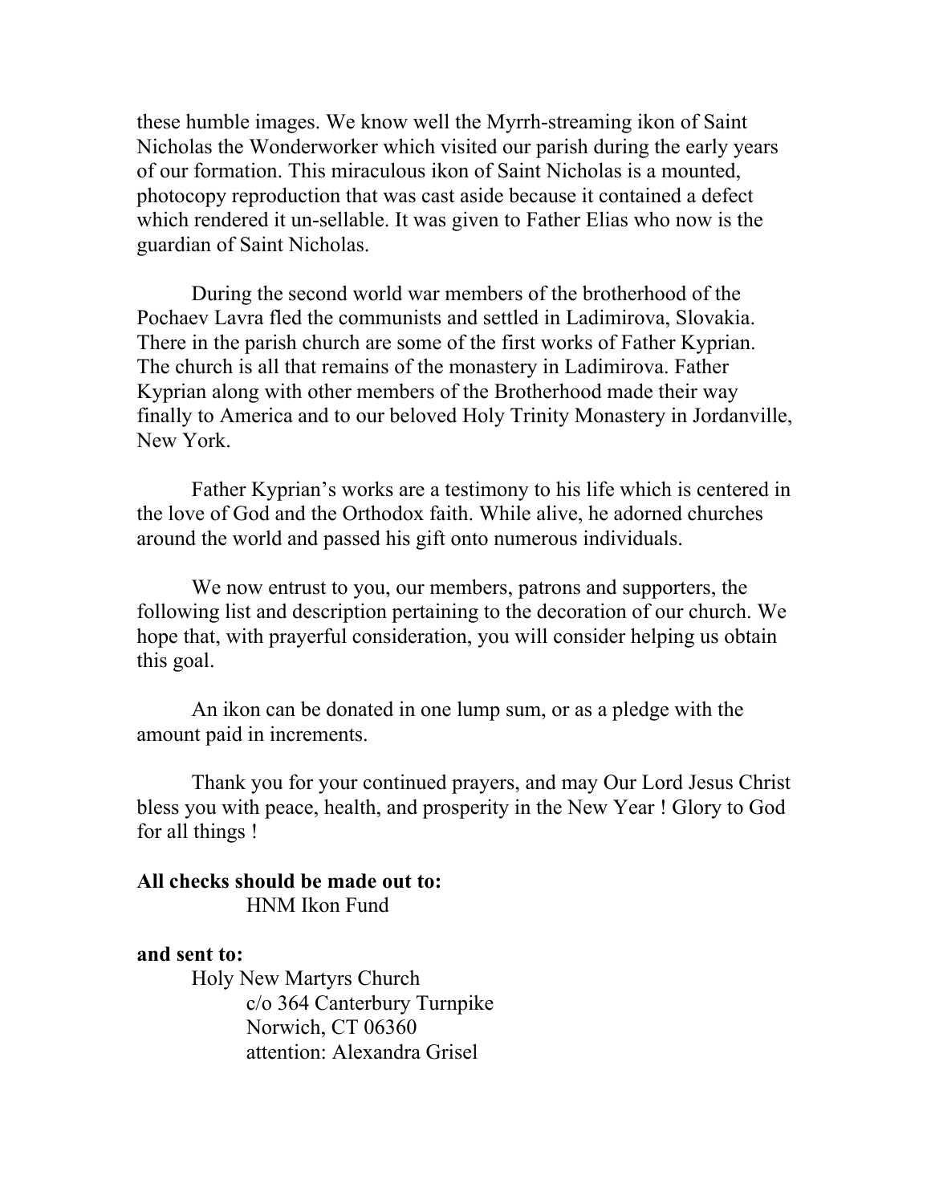these humble images. We know well the Myrrh-streaming ikon of Saint Nicholas the Wonderworker which visited our parish during the early years of our formation. This miraculous ikon of Saint Nicholas is a mounted, photocopy reproduction that was cast aside because it contained a defect which rendered it un-sellable. It was given to Father Elias who now is the guardian of Saint Nicholas.

During the second world war members of the brotherhood of the Pochaev Lavra fled the communists and settled in Ladimirova, Slovakia. There in the parish church are some of the first works of Father Kyprian. The church is all that remains of the monastery in Ladimirova. Father Kyprian along with other members of the Brotherhood made their way finally to America and to our beloved Holy Trinity Monastery in Jordanville, New York.

Father Kyprian's works are a testimony to his life which is centered in the love of God and the Orthodox faith. While alive, he adorned churches around the world and passed his gift onto numerous individuals.

We now entrust to you, our members, patrons and supporters, the following list and description pertaining to the decoration of our church. We hope that, with prayerful consideration, you will consider helping us obtain this goal.

An ikon can be donated in one lump sum, or as a pledge with the amount paid in increments.

Thank you for your continued prayers, and may Our Lord Jesus Christ bless you with peace, health, and prosperity in the New Year ! Glory to God for all things !

**All checks should be made out to:**
HNM Ikon Fund

**and sent to:**
Holy New Martyrs Church
c/o 364 Canterbury Turnpike
Norwich, CT 06360
attention: Alexandra Grisel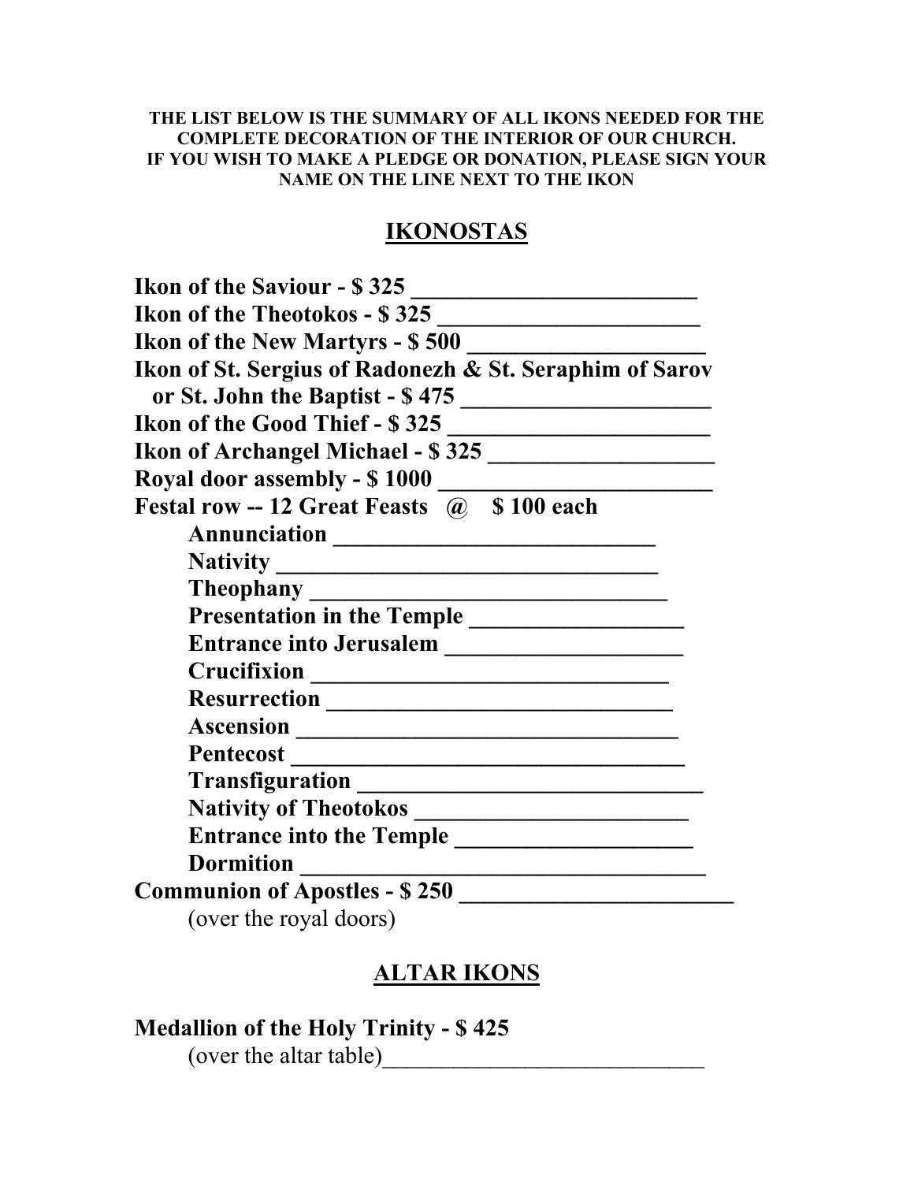**THE LIST BELOW IS THE SUMMARY OF ALL IKONS NEEDED FOR THE COMPLETE DECORATION OF THE INTERIOR OF OUR CHURCH.**
**IF YOU WISH TO MAKE A PLEDGE OR DONATION, PLEASE SIGN YOUR NAME ON THE LINE NEXT TO THE IKON**

## IKONOSTAS

**Ikon of the Saviour - $ 325 ________________________**
**Ikon of the Theotokos - $ 325 ______________________**
**Ikon of the New Martyrs - $ 500 ____________________**
**Ikon of St. Sergius of Radonezh & St. Seraphim of Sarov or St. John the Baptist - $ 475 ____________________**
**Ikon of the Good Thief - $ 325 ______________________**
**Ikon of Archangel Michael - $ 325 ___________________**
**Royal door assembly - $ 1000 ______________________**
**Festal row -- 12 Great Feasts @ $ 100 each**

- **Annunciation ___________________________**
- **Nativity ________________________________**
- **Theophany ______________________________**
- **Presentation in the Temple _________________**
- **Entrance into Jerusalem ___________________**
- **Crucifixion _____________________________**
- **Resurrection ____________________________**
- **Ascension ________________________________**
- **Pentecost _________________________________**
- **Transfiguration _____________________________**
- **Nativity of Theotokos _______________________**
- **Entrance into the Temple ___________________**
- **Dormition __________________________________**

**Communion of Apostles - $ 250 ______________________**
(over the royal doors)

## ALTAR IKONS

**Medallion of the Holy Trinity - $ 425**
(over the altar table)___________________________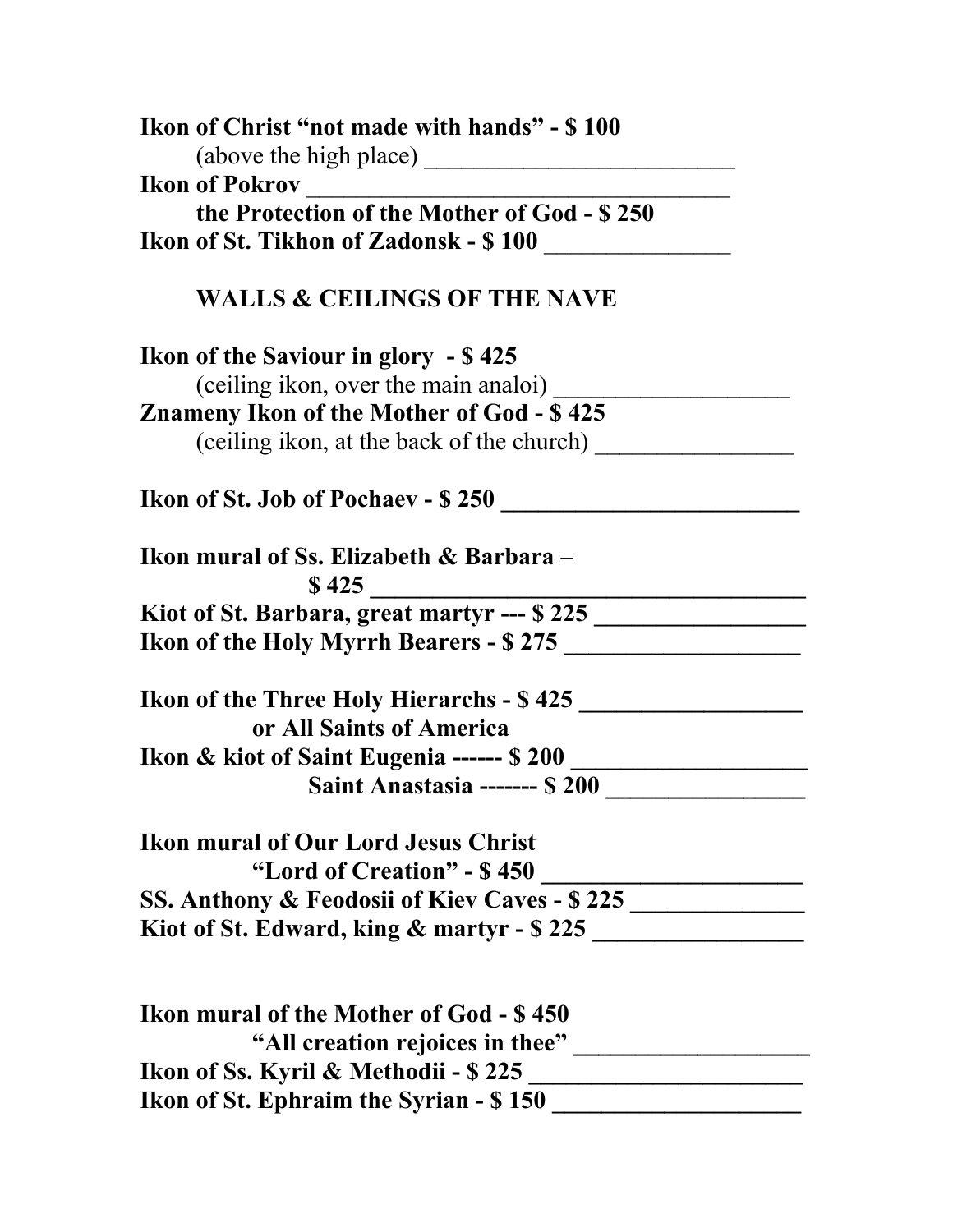**Ikon of Christ “not made with hands” - $ 100**
(above the high place) _________________________
**Ikon of Pokrov** ___________________________________
**the Protection of the Mother of God - $ 250**
**Ikon of St. Tikhon of Zadonsk - $ 100** _______________

## WALLS & CEILINGS OF THE NAVE

**Ikon of the Saviour in glory - $ 425**
(ceiling ikon, over the main analoi) ___________________
**Znameny Ikon of the Mother of God - $ 425**
(ceiling ikon, at the back of the church) ________________

**Ikon of St. Job of Pochaev - $ 250 _________________________**

**Ikon mural of Ss. Elizabeth & Barbara –**
**$ 425 _____________________________________**
**Kiot of St. Barbara, great martyr --- $ 225 _________________**
**Ikon of the Holy Myrrh Bearers - $ 275 ___________________**

**Ikon of the Three Holy Hierarchs - $ 425 __________________**
**or All Saints of America**
**Ikon & kiot of Saint Eugenia ------ $ 200 ___________________**
**Saint Anastasia ------- $ 200 ________________**

**Ikon mural of Our Lord Jesus Christ**
**“Lord of Creation” - $ 450 _____________________**
**SS. Anthony & Feodosii of Kiev Caves - $ 225 ______________**
**Kiot of St. Edward, king & martyr - $ 225 _________________**

**Ikon mural of the Mother of God - $ 450**
**“All creation rejoices in thee” ___________________**
**Ikon of Ss. Kyril & Methodii - $ 225 ______________________**
**Ikon of St. Ephraim the Syrian - $ 150 ____________________**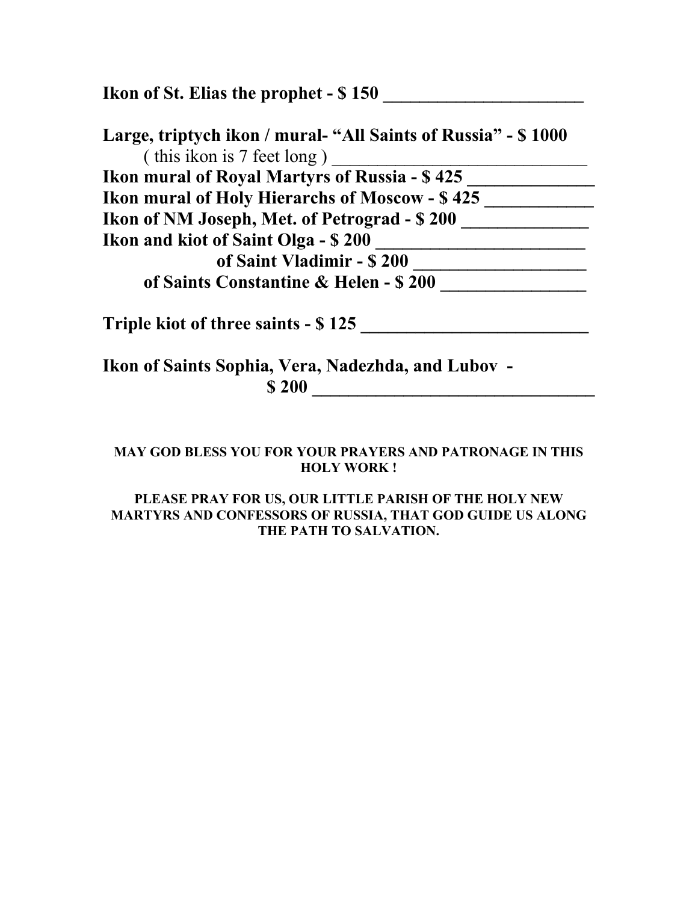**Ikon of St. Elias the prophet - $ 150 ______________________**

**Large, triptych ikon / mural- "All Saints of Russia" - $ 1000**
( this ikon is 7 feet long ) ____________________________
**Ikon mural of Royal Martyrs of Russia - $ 425 ______________**
**Ikon mural of Holy Hierarchs of Moscow - $ 425 ____________**
**Ikon of NM Joseph, Met. of Petrograd - $ 200 ______________**
**Ikon and kiot of Saint Olga - $ 200 _______________________**
**of Saint Vladimir - $ 200 ___________________**
**of Saints Constantine & Helen - $ 200 ________________**

**Triple kiot of three saints - $ 125 _________________________**

**Ikon of Saints Sophia, Vera, Nadezhda, and Lubov -**
**$ 200 _______________________________**

**MAY GOD BLESS YOU FOR YOUR PRAYERS AND PATRONAGE IN THIS HOLY WORK !**

**PLEASE PRAY FOR US, OUR LITTLE PARISH OF THE HOLY NEW MARTYRS AND CONFESSORS OF RUSSIA, THAT GOD GUIDE US ALONG THE PATH TO SALVATION.**